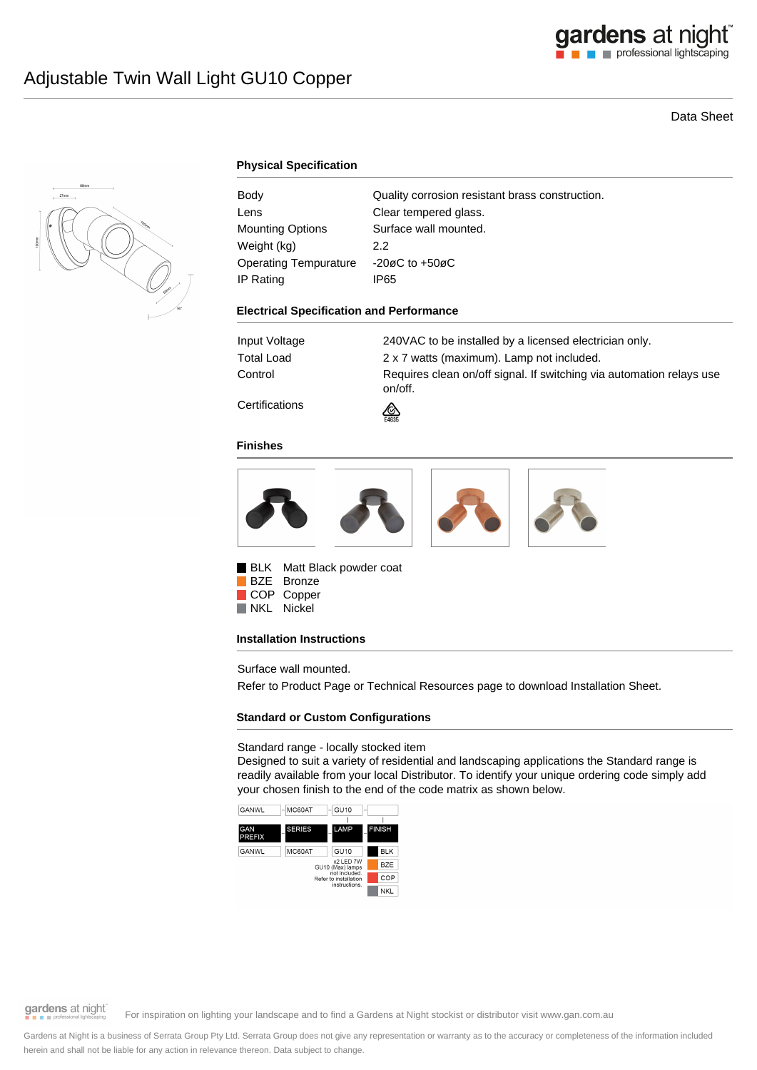# Adjustable Twin Wall Light GU10 Copper

Data Sheet

## Physical Specification

| | |
|---|---|
| Body | Quality corrosion resistant brass construction. |
| Lens | Clear tempered glass. |
| Mounting Options | Surface wall mounted. |
| Weight (kg) | 2.2 |
| Operating Tempurature | -20øC to +50øC |
| IP Rating | IP65 |

## Electrical Specification and Performance

| | |
|---|---|
| Input Voltage | 240VAC to be installed by a licensed electrician only. |
| Total Load | 2 x 7 watts (maximum). Lamp not included. |
| Control | Requires clean on/off signal. If switching via automation relays use on/off. |
| Certifications | E4635 |

## Finishes

- BLK Matt Black powder coat
- BZE Bronze
- COP Copper
- NKL Nickel

## Installation Instructions

Surface wall mounted.

Refer to Product Page or Technical Resources page to download Installation Sheet.

## Standard or Custom Configurations

Standard range - locally stocked item

Designed to suit a variety of residential and landscaping applications the Standard range is readily available from your local Distributor. To identify your unique ordering code simply add your chosen finish to the end of the code matrix as shown below.

| GAN PREFIX | SERIES | LAMP | FINISH |
|---|---|---|---|
| GANWL | MC60AT | GU10 | BLK |
| | | x2 LED 7W GU10 (Max) lamps not included. Refer to installation instructions. | BZE |
| | | | COP |
| | | | NKL |

For inspiration on lighting your landscape and to find a Gardens at Night stockist or distributor visit www.gan.com.au

Gardens at Night is a business of Serrata Group Pty Ltd. Serrata Group does not give any representation or warranty as to the accuracy or completeness of the information included herein and shall not be liable for any action in relevance thereon. Data subject to change.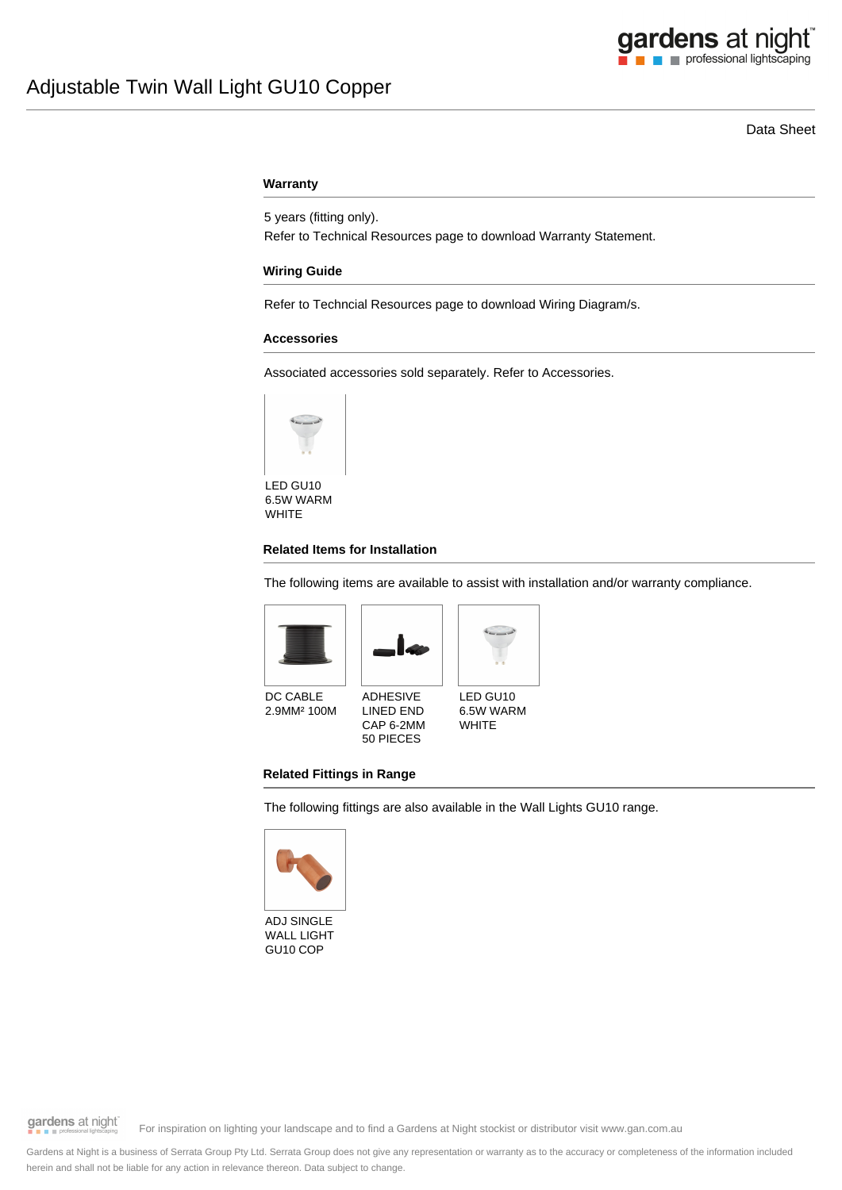# Adjustable Twin Wall Light GU10 Copper

Data Sheet

### Warranty

5 years (fitting only).

Refer to Technical Resources page to download Warranty Statement.

### Wiring Guide

Refer to Techncial Resources page to download Wiring Diagram/s.

### Accessories

Associated accessories sold separately. Refer to Accessories.

LED GU10 6.5W WARM WHITE

### Related Items for Installation

The following items are available to assist with installation and/or warranty compliance.

DC CABLE 2.9MM² 100M

ADHESIVE LINED END CAP 6-2MM 50 PIECES

LED GU10 6.5W WARM WHITE

### Related Fittings in Range

The following fittings are also available in the Wall Lights GU10 range.

ADJ SINGLE WALL LIGHT GU10 COP

For inspiration on lighting your landscape and to find a Gardens at Night stockist or distributor visit www.gan.com.au

Gardens at Night is a business of Serrata Group Pty Ltd. Serrata Group does not give any representation or warranty as to the accuracy or completeness of the information included herein and shall not be liable for any action in relevance thereon. Data subject to change.